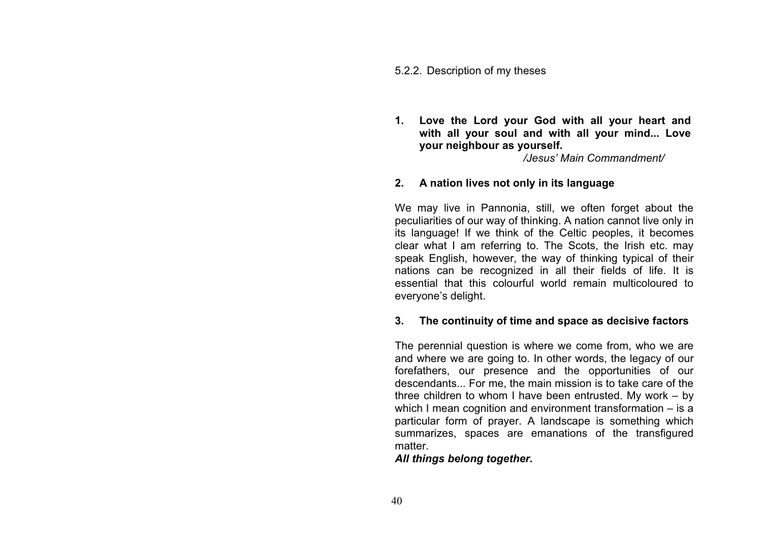### 5.2.2. Description of my theses

1. **Love the Lord your God with all your heart and with all your soul and with all your mind... Love your neighbour as yourself.**

   */Jesus' Main Commandment/*

2. **A nation lives not only in its language**

We may live in Pannonia, still, we often forget about the peculiarities of our way of thinking. A nation cannot live only in its language! If we think of the Celtic peoples, it becomes clear what I am referring to. The Scots, the Irish etc. may speak English, however, the way of thinking typical of their nations can be recognized in all their fields of life. It is essential that this colourful world remain multicoloured to everyone's delight.

3. **The continuity of time and space as decisive factors**

The perennial question is where we come from, who we are and where we are going to. In other words, the legacy of our forefathers, our presence and the opportunities of our descendants... For me, the main mission is to take care of the three children to whom I have been entrusted. My work – by which I mean cognition and environment transformation – is a particular form of prayer. A landscape is something which summarizes, spaces are emanations of the transfigured matter.

***All things belong together.***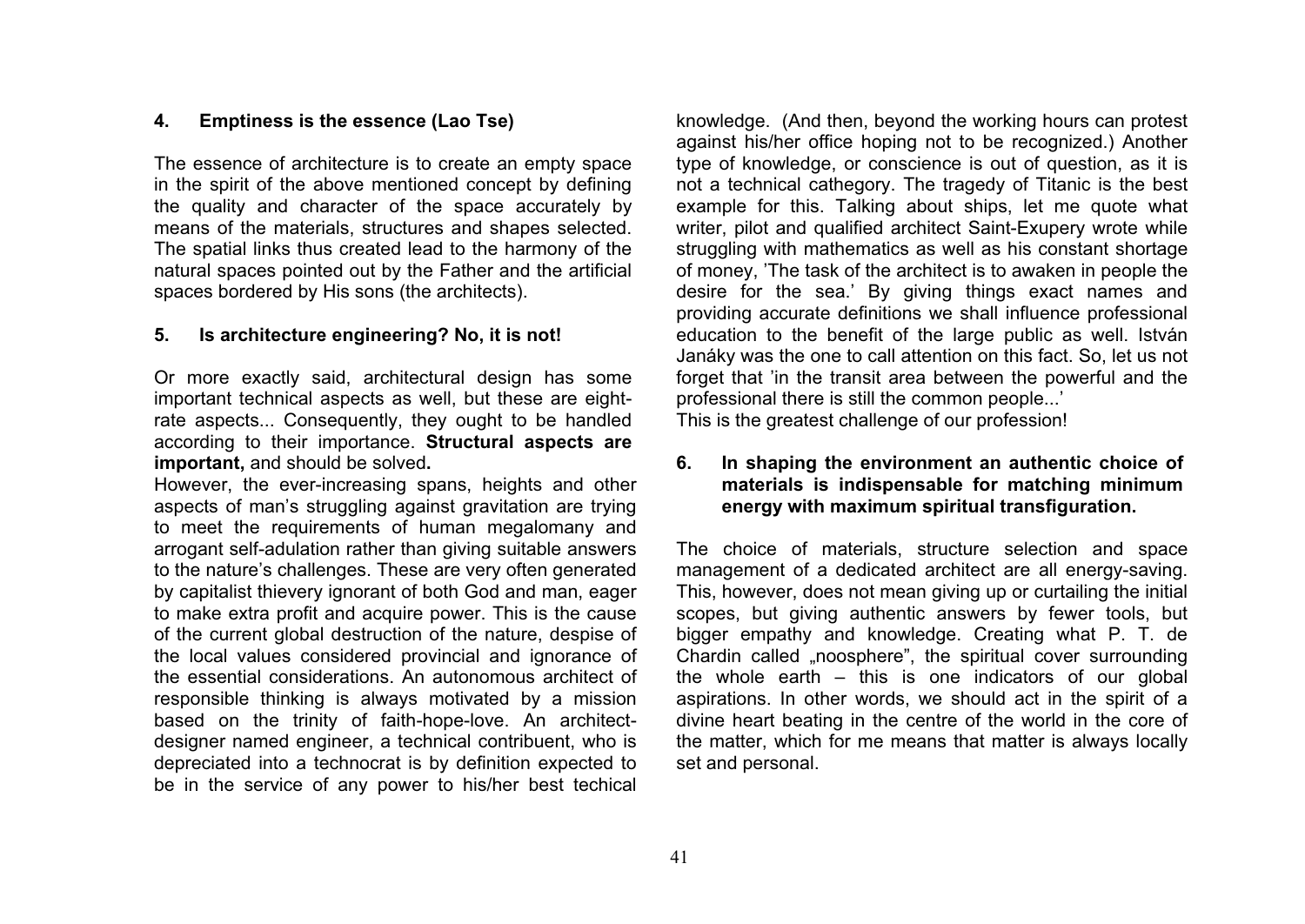## 4. Emptiness is the essence (Lao Tse)

The essence of architecture is to create an empty space in the spirit of the above mentioned concept by defining the quality and character of the space accurately by means of the materials, structures and shapes selected. The spatial links thus created lead to the harmony of the natural spaces pointed out by the Father and the artificial spaces bordered by His sons (the architects).

## 5. Is architecture engineering? No, it is not!

Or more exactly said, architectural design has some important technical aspects as well, but these are eight-rate aspects... Consequently, they ought to be handled according to their importance. **Structural aspects are important,** and should be solved**.**

However, the ever-increasing spans, heights and other aspects of man's struggling against gravitation are trying to meet the requirements of human megalomany and arrogant self-adulation rather than giving suitable answers to the nature's challenges. These are very often generated by capitalist thievery ignorant of both God and man, eager to make extra profit and acquire power. This is the cause of the current global destruction of the nature, despise of the local values considered provincial and ignorance of the essential considerations. An autonomous architect of responsible thinking is always motivated by a mission based on the trinity of faith-hope-love. An architect-designer named engineer, a technical contribuent, who is depreciated into a technocrat is by definition expected to be in the service of any power to his/her best techical knowledge. (And then, beyond the working hours can protest against his/her office hoping not to be recognized.) Another type of knowledge, or conscience is out of question, as it is not a technical cathegory. The tragedy of Titanic is the best example for this. Talking about ships, let me quote what writer, pilot and qualified architect Saint-Exupery wrote while struggling with mathematics as well as his constant shortage of money, 'The task of the architect is to awaken in people the desire for the sea.' By giving things exact names and providing accurate definitions we shall influence professional education to the benefit of the large public as well. István Janáky was the one to call attention on this fact. So, let us not forget that 'in the transit area between the powerful and the professional there is still the common people...'

This is the greatest challenge of our profession!

## 6. In shaping the environment an authentic choice of materials is indispensable for matching minimum energy with maximum spiritual transfiguration.

The choice of materials, structure selection and space management of a dedicated architect are all energy-saving. This, however, does not mean giving up or curtailing the initial scopes, but giving authentic answers by fewer tools, but bigger empathy and knowledge. Creating what P. T. de Chardin called „noosphere", the spiritual cover surrounding the whole earth – this is one indicators of our global aspirations. In other words, we should act in the spirit of a divine heart beating in the centre of the world in the core of the matter, which for me means that matter is always locally set and personal.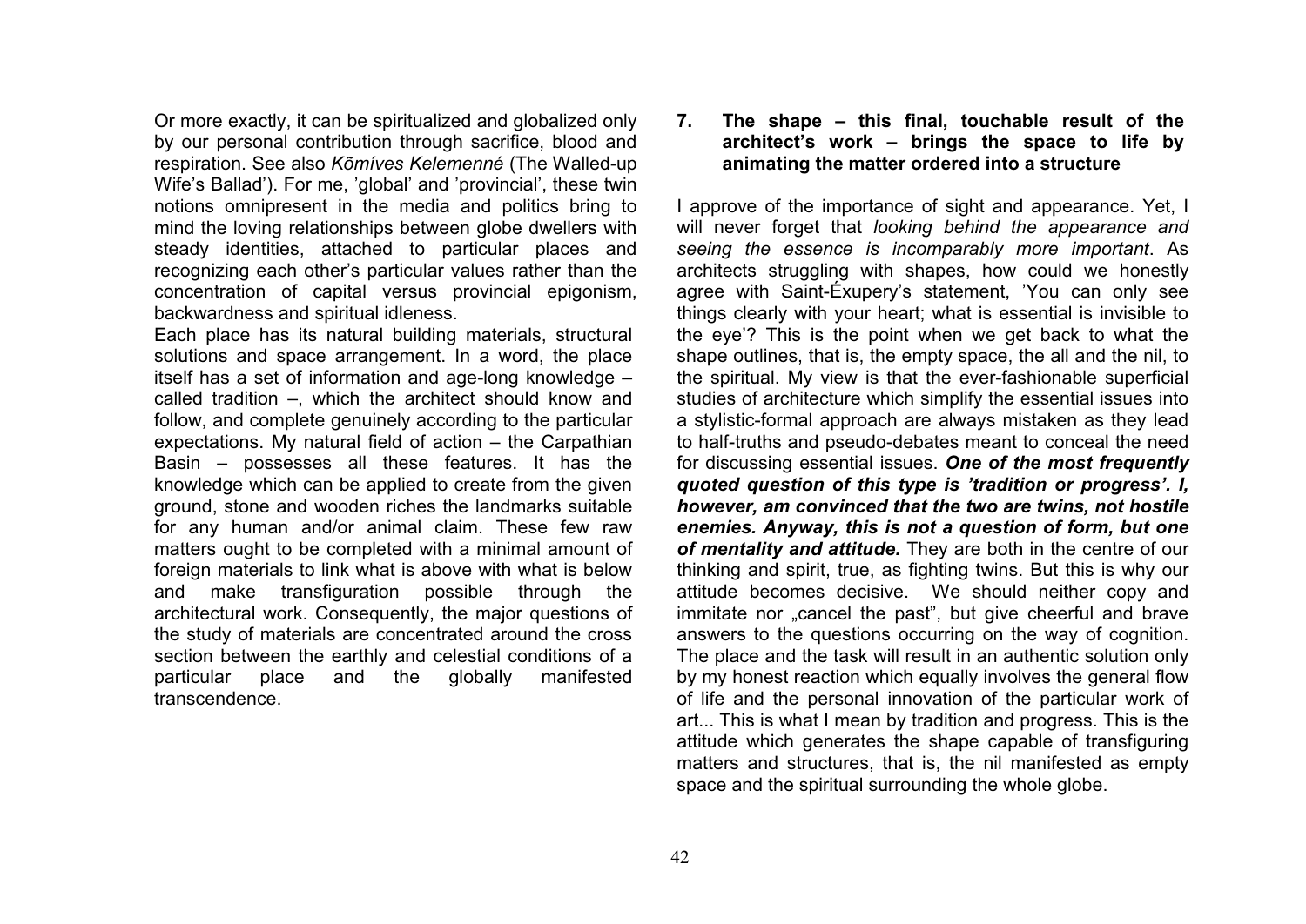Or more exactly, it can be spiritualized and globalized only by our personal contribution through sacrifice, blood and respiration. See also *Kőmíves Kelemenné* (The Walled-up Wife's Ballad'). For me, 'global' and 'provincial', these twin notions omnipresent in the media and politics bring to mind the loving relationships between globe dwellers with steady identities, attached to particular places and recognizing each other's particular values rather than the concentration of capital versus provincial epigonism, backwardness and spiritual idleness.

Each place has its natural building materials, structural solutions and space arrangement. In a word, the place itself has a set of information and age-long knowledge – called tradition –, which the architect should know and follow, and complete genuinely according to the particular expectations. My natural field of action – the Carpathian Basin – possesses all these features. It has the knowledge which can be applied to create from the given ground, stone and wooden riches the landmarks suitable for any human and/or animal claim. These few raw matters ought to be completed with a minimal amount of foreign materials to link what is above with what is below and make transfiguration possible through the architectural work. Consequently, the major questions of the study of materials are concentrated around the cross section between the earthly and celestial conditions of a particular place and the globally manifested transcendence.

## 7. The shape – this final, touchable result of the architect's work – brings the space to life by animating the matter ordered into a structure

I approve of the importance of sight and appearance. Yet, I will never forget that *looking behind the appearance and seeing the essence is incomparably more important*. As architects struggling with shapes, how could we honestly agree with Saint-Éxupery's statement, 'You can only see things clearly with your heart; what is essential is invisible to the eye'? This is the point when we get back to what the shape outlines, that is, the empty space, the all and the nil, to the spiritual. My view is that the ever-fashionable superficial studies of architecture which simplify the essential issues into a stylistic-formal approach are always mistaken as they lead to half-truths and pseudo-debates meant to conceal the need for discussing essential issues. ***One of the most frequently quoted question of this type is 'tradition or progress'. I, however, am convinced that the two are twins, not hostile enemies. Anyway, this is not a question of form, but one of mentality and attitude.*** They are both in the centre of our thinking and spirit, true, as fighting twins. But this is why our attitude becomes decisive. We should neither copy and immitate nor „cancel the past", but give cheerful and brave answers to the questions occurring on the way of cognition. The place and the task will result in an authentic solution only by my honest reaction which equally involves the general flow of life and the personal innovation of the particular work of art... This is what I mean by tradition and progress. This is the attitude which generates the shape capable of transfiguring matters and structures, that is, the nil manifested as empty space and the spiritual surrounding the whole globe.